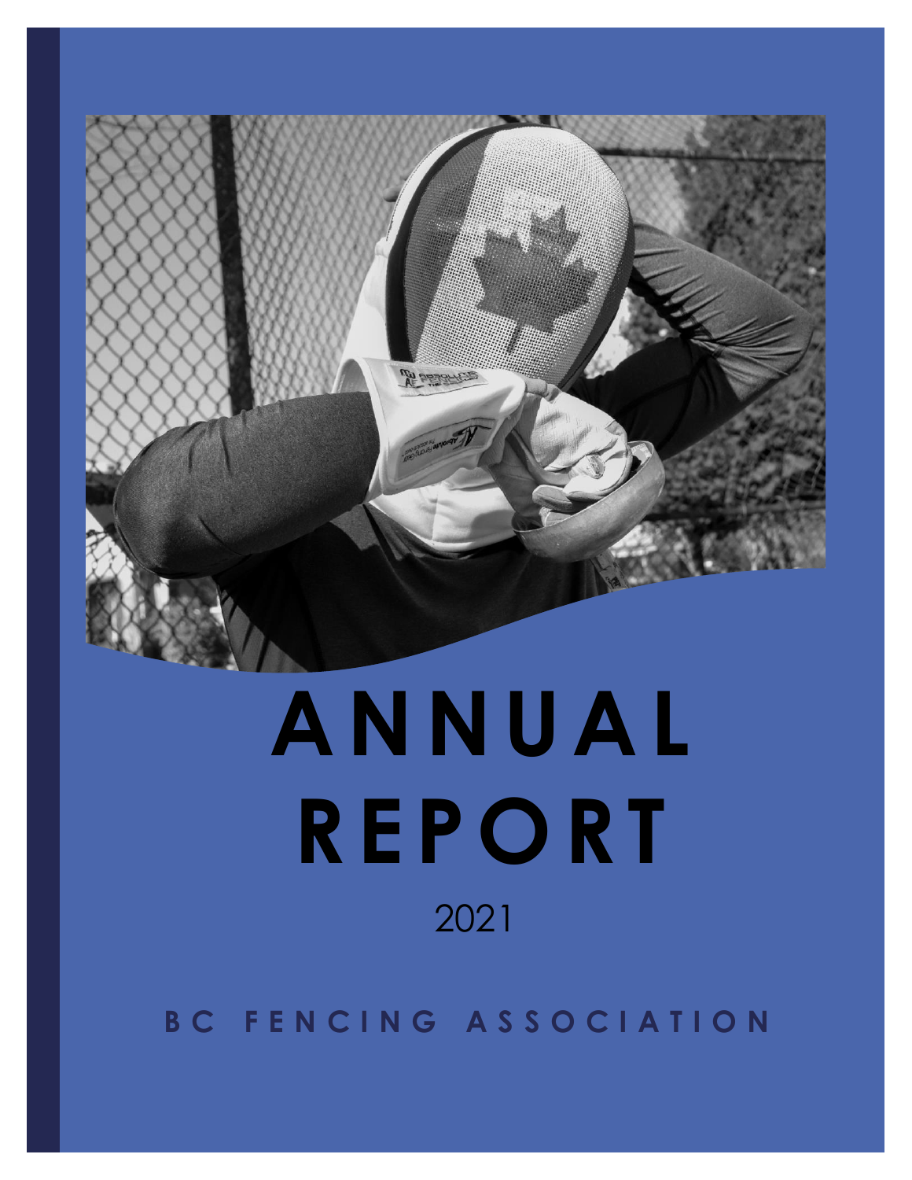# ANNUAL REPORT

2021

## BC FENCING ASSOCIATION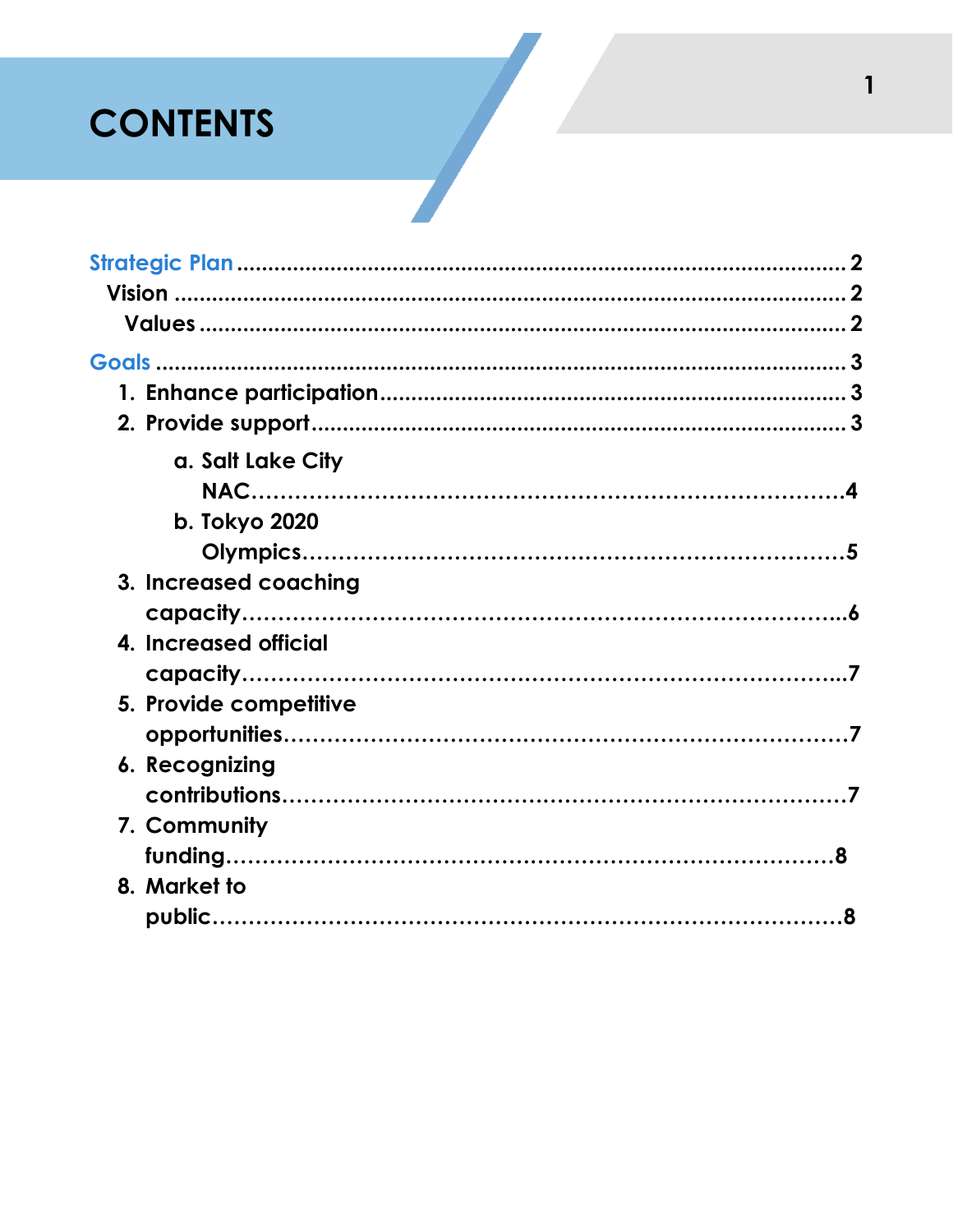# CONTENTS

Strategic Plan .......................................................................................... 2
 Vision ....................................................................................................... 2
  Values .................................................................................................... 2

Goals ......................................................................................................... 3
1. Enhance participation .......................................................................... 3
2. Provide support .................................................................................... 3
   a. Salt Lake City NAC .......................................................................... 4
   b. Tokyo 2020 Olympics ...................................................................... 5
3. Increased coaching capacity ............................................................... 6
4. Increased official capacity .................................................................. 7
5. Provide competitive opportunities ...................................................... 7
6. Recognizing contributions ................................................................... 7
7. Community funding ............................................................................. 8
8. Market to public ................................................................................... 8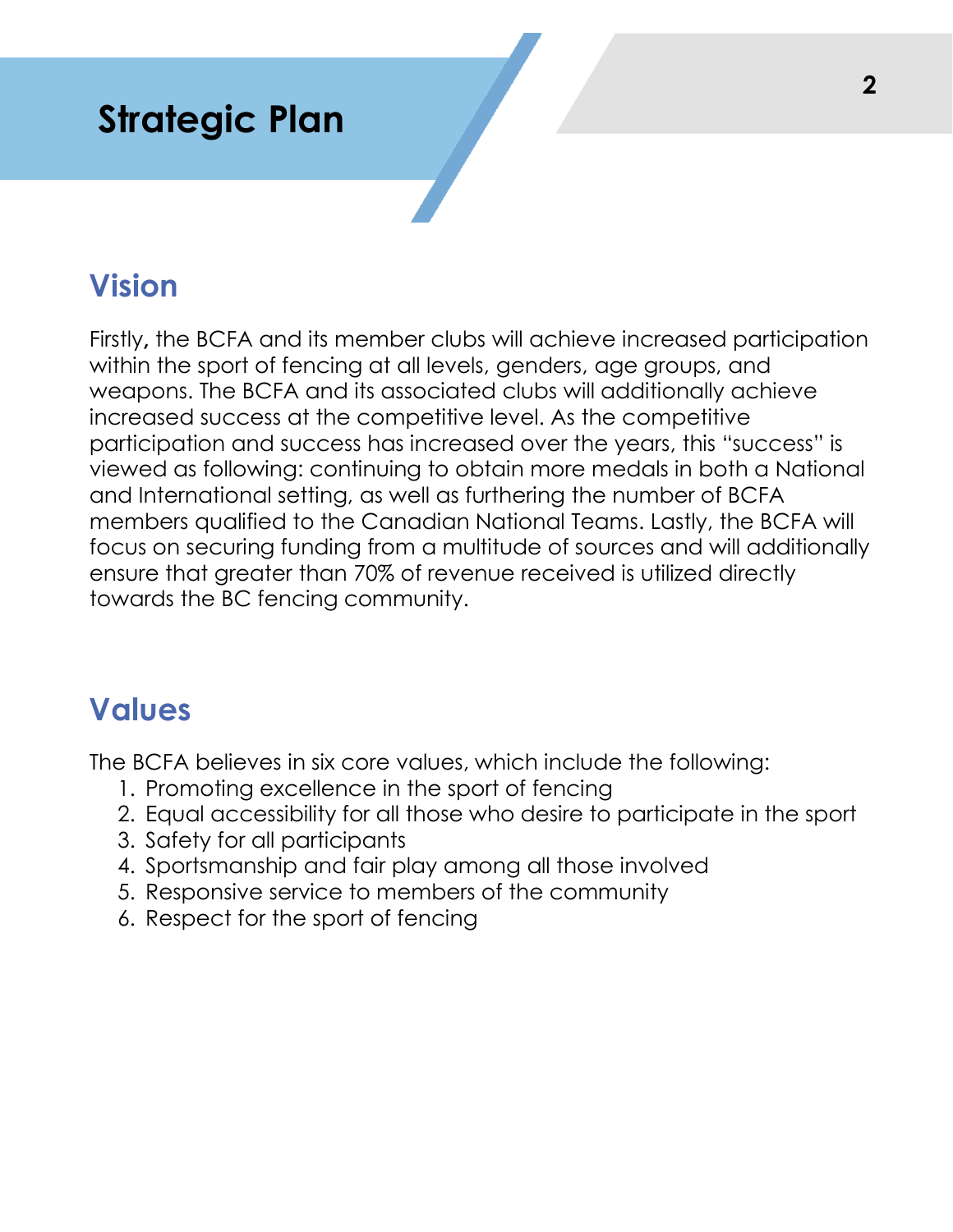# Strategic Plan

## Vision

Firstly, the BCFA and its member clubs will achieve increased participation within the sport of fencing at all levels, genders, age groups, and weapons. The BCFA and its associated clubs will additionally achieve increased success at the competitive level. As the competitive participation and success has increased over the years, this "success" is viewed as following: continuing to obtain more medals in both a National and International setting, as well as furthering the number of BCFA members qualified to the Canadian National Teams. Lastly, the BCFA will focus on securing funding from a multitude of sources and will additionally ensure that greater than 70% of revenue received is utilized directly towards the BC fencing community.

## Values

The BCFA believes in six core values, which include the following:

1. Promoting excellence in the sport of fencing
2. Equal accessibility for all those who desire to participate in the sport
3. Safety for all participants
4. Sportsmanship and fair play among all those involved
5. Responsive service to members of the community
6. Respect for the sport of fencing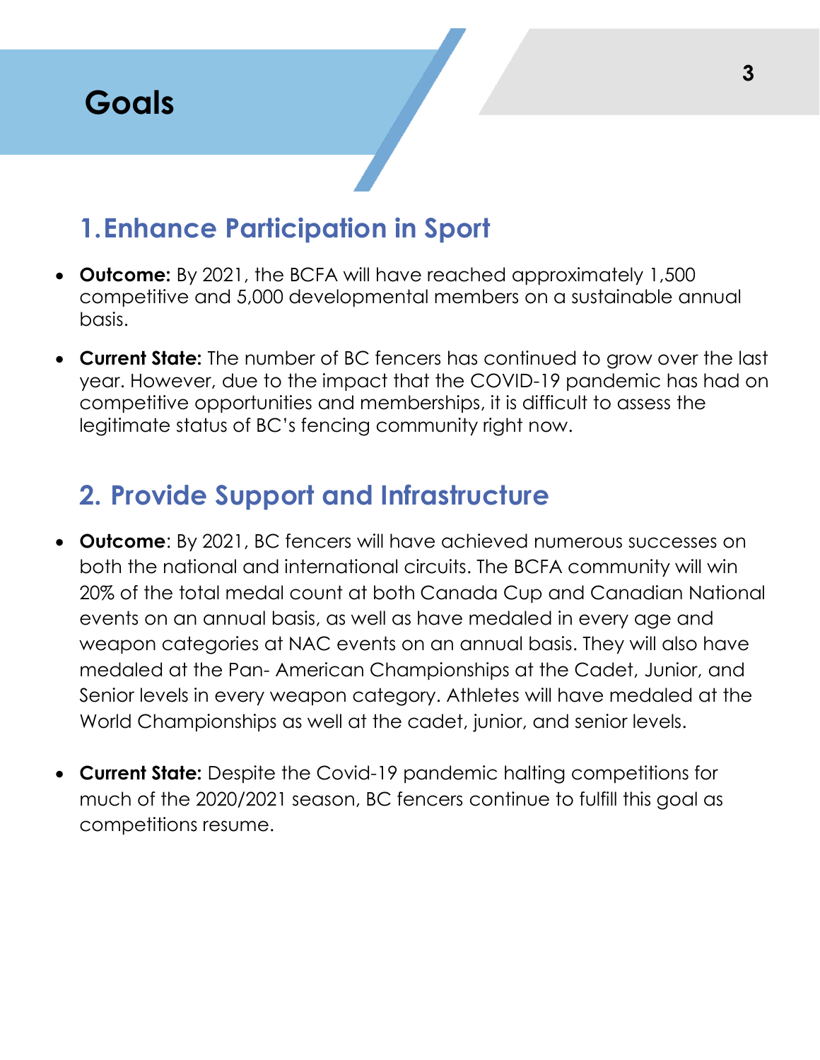# Goals

## 1. Enhance Participation in Sport

- **Outcome:** By 2021, the BCFA will have reached approximately 1,500 competitive and 5,000 developmental members on a sustainable annual basis.
- **Current State:** The number of BC fencers has continued to grow over the last year. However, due to the impact that the COVID-19 pandemic has had on competitive opportunities and memberships, it is difficult to assess the legitimate status of BC's fencing community right now.

## 2. Provide Support and Infrastructure

- **Outcome**: By 2021, BC fencers will have achieved numerous successes on both the national and international circuits. The BCFA community will win 20% of the total medal count at both Canada Cup and Canadian National events on an annual basis, as well as have medaled in every age and weapon categories at NAC events on an annual basis. They will also have medaled at the Pan- American Championships at the Cadet, Junior, and Senior levels in every weapon category. Athletes will have medaled at the World Championships as well at the cadet, junior, and senior levels.
- **Current State:** Despite the Covid-19 pandemic halting competitions for much of the 2020/2021 season, BC fencers continue to fulfill this goal as competitions resume.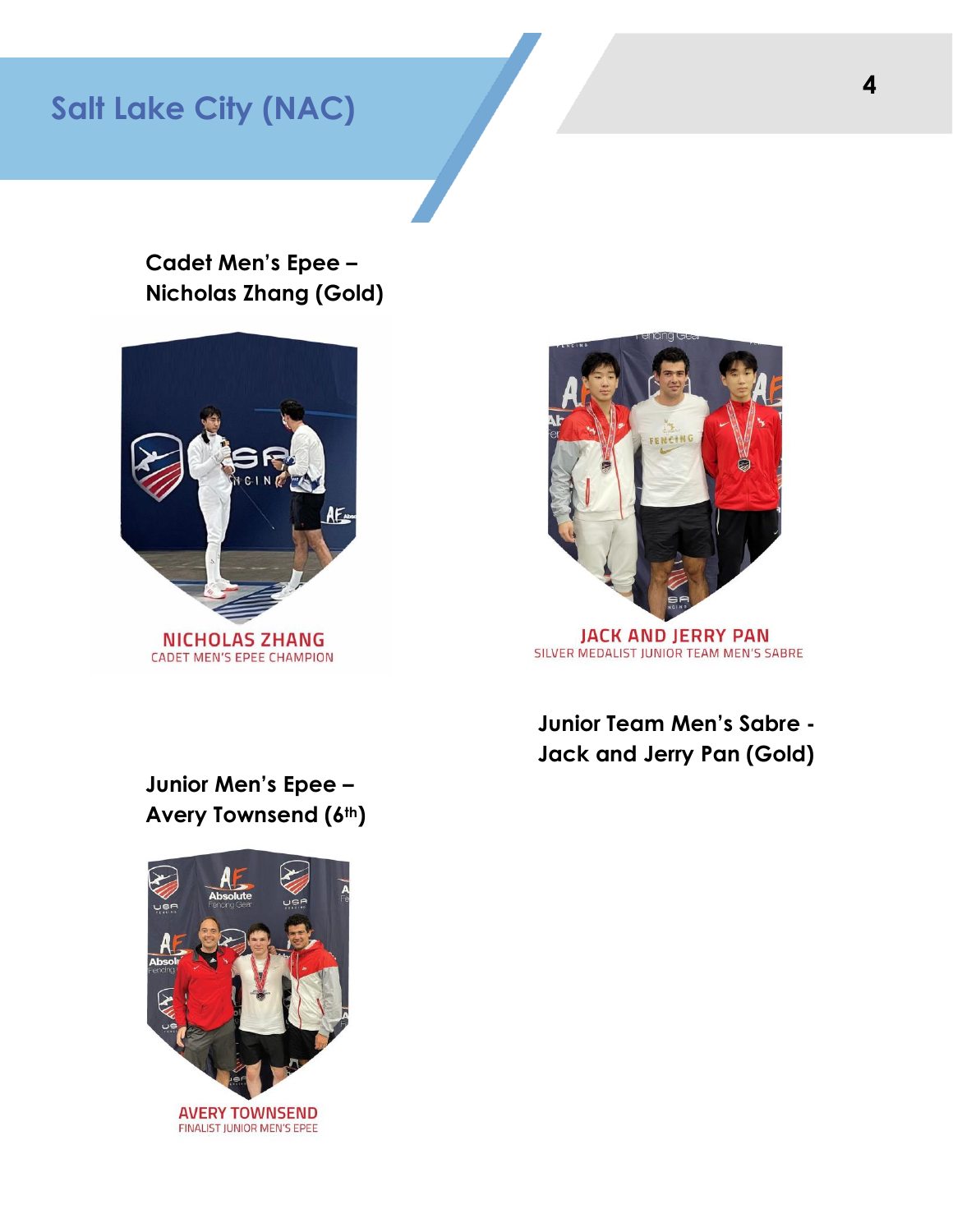# Salt Lake City (NAC)

**Cadet Men's Epee – Nicholas Zhang (Gold)**

NICHOLAS ZHANG
CADET MEN'S EPEE CHAMPION

JACK AND JERRY PAN
SILVER MEDALIST JUNIOR TEAM MEN'S SABRE

**Junior Team Men's Sabre - Jack and Jerry Pan (Gold)**

**Junior Men's Epee – Avery Townsend (6th)**

AVERY TOWNSEND
FINALIST JUNIOR MEN'S EPEE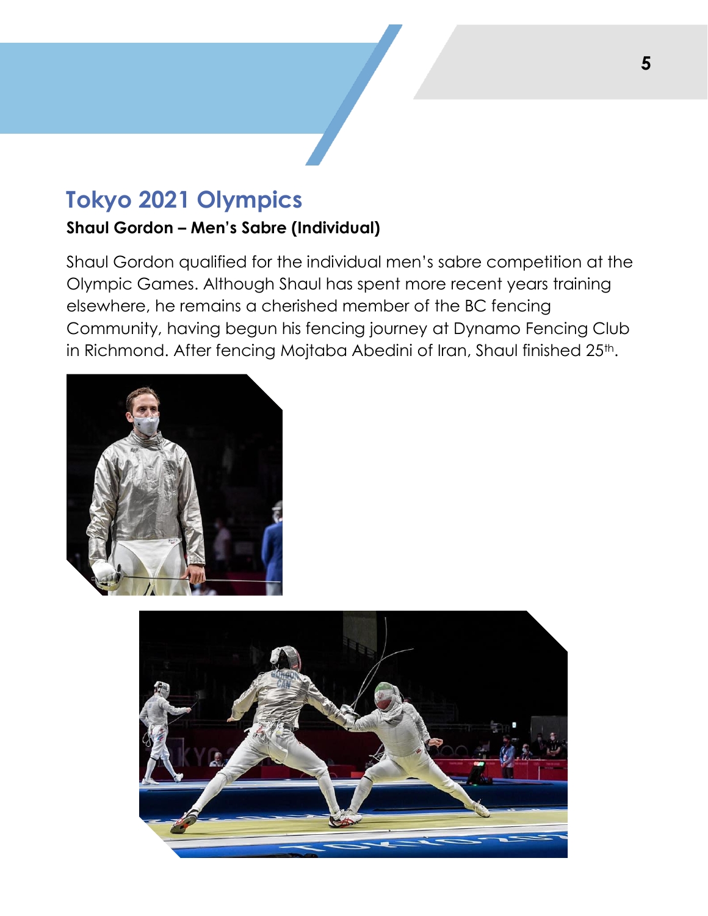# Tokyo 2021 Olympics

**Shaul Gordon – Men's Sabre (Individual)**

Shaul Gordon qualified for the individual men's sabre competition at the Olympic Games. Although Shaul has spent more recent years training elsewhere, he remains a cherished member of the BC fencing Community, having begun his fencing journey at Dynamo Fencing Club in Richmond. After fencing Mojtaba Abedini of Iran, Shaul finished 25th.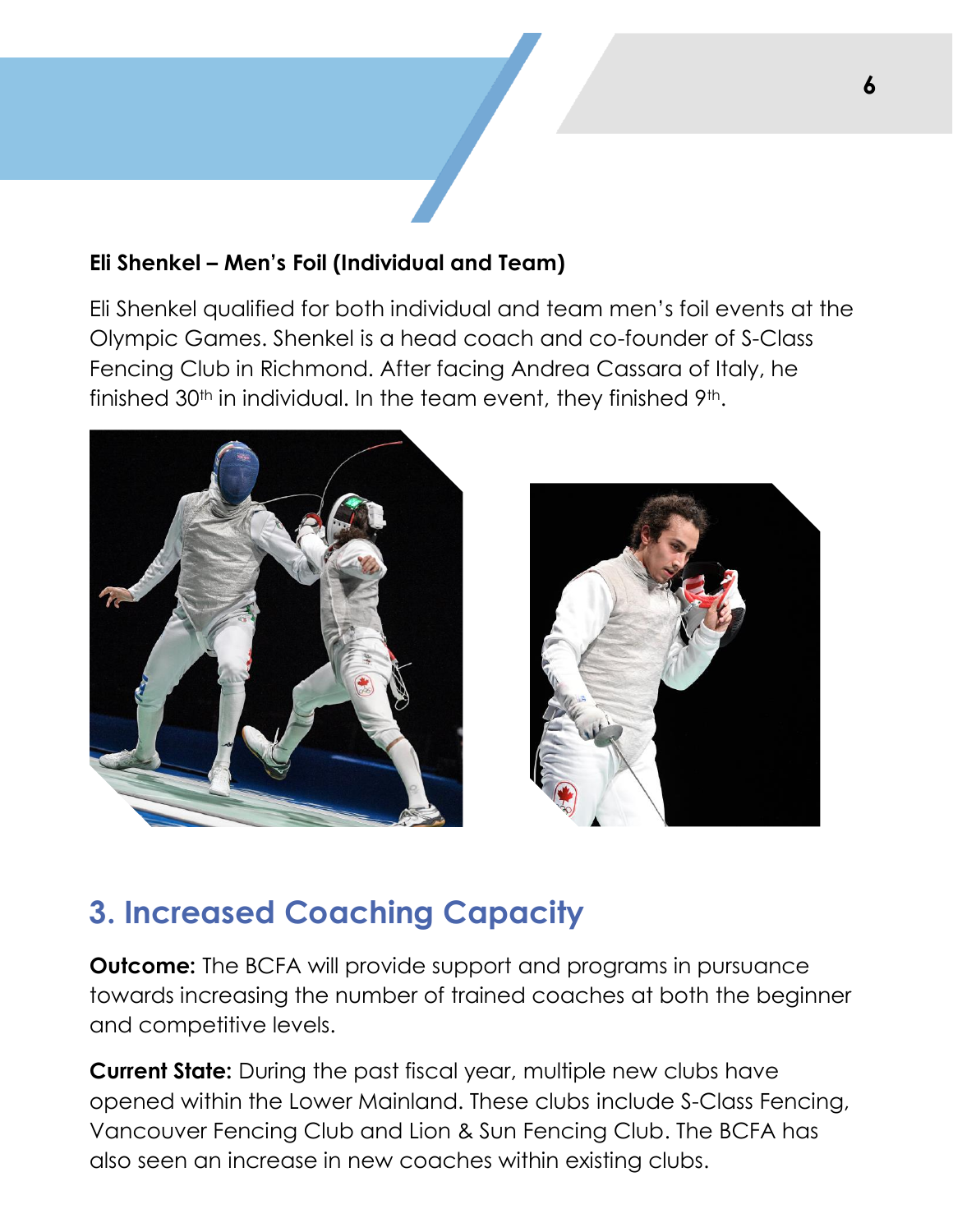**Eli Shenkel – Men's Foil (Individual and Team)**

Eli Shenkel qualified for both individual and team men's foil events at the Olympic Games. Shenkel is a head coach and co-founder of S-Class Fencing Club in Richmond. After facing Andrea Cassara of Italy, he finished 30th in individual. In the team event, they finished 9th.

## 3. Increased Coaching Capacity

**Outcome:** The BCFA will provide support and programs in pursuance towards increasing the number of trained coaches at both the beginner and competitive levels.

**Current State:** During the past fiscal year, multiple new clubs have opened within the Lower Mainland. These clubs include S-Class Fencing, Vancouver Fencing Club and Lion & Sun Fencing Club. The BCFA has also seen an increase in new coaches within existing clubs.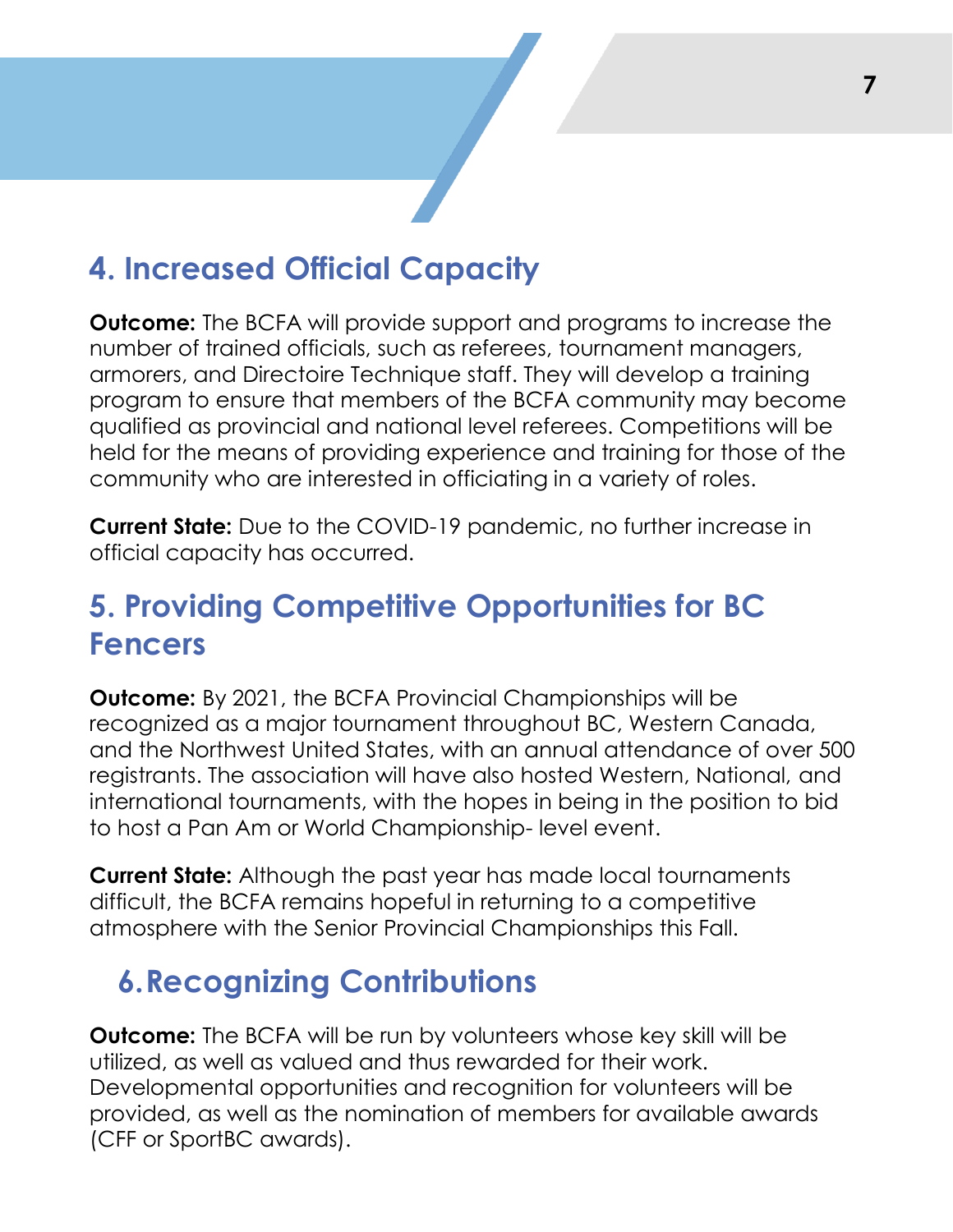## 4. Increased Official Capacity

**Outcome:** The BCFA will provide support and programs to increase the number of trained officials, such as referees, tournament managers, armorers, and Directoire Technique staff. They will develop a training program to ensure that members of the BCFA community may become qualified as provincial and national level referees. Competitions will be held for the means of providing experience and training for those of the community who are interested in officiating in a variety of roles.

**Current State:** Due to the COVID-19 pandemic, no further increase in official capacity has occurred.

## 5. Providing Competitive Opportunities for BC Fencers

**Outcome:** By 2021, the BCFA Provincial Championships will be recognized as a major tournament throughout BC, Western Canada, and the Northwest United States, with an annual attendance of over 500 registrants. The association will have also hosted Western, National, and international tournaments, with the hopes in being in the position to bid to host a Pan Am or World Championship- level event.

**Current State:** Although the past year has made local tournaments difficult, the BCFA remains hopeful in returning to a competitive atmosphere with the Senior Provincial Championships this Fall.

## 6. Recognizing Contributions

**Outcome:** The BCFA will be run by volunteers whose key skill will be utilized, as well as valued and thus rewarded for their work. Developmental opportunities and recognition for volunteers will be provided, as well as the nomination of members for available awards (CFF or SportBC awards).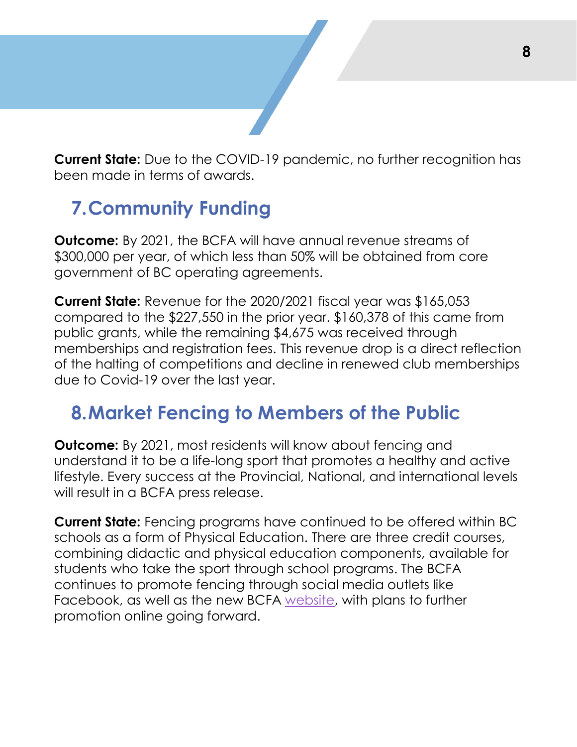**Current State:** Due to the COVID-19 pandemic, no further recognition has been made in terms of awards.

## 7. Community Funding

**Outcome:** By 2021, the BCFA will have annual revenue streams of $300,000 per year, of which less than 50% will be obtained from core government of BC operating agreements.

**Current State:** Revenue for the 2020/2021 fiscal year was $165,053 compared to the $227,550 in the prior year. $160,378 of this came from public grants, while the remaining $4,675 was received through memberships and registration fees. This revenue drop is a direct reflection of the halting of competitions and decline in renewed club memberships due to Covid-19 over the last year.

## 8. Market Fencing to Members of the Public

**Outcome:** By 2021, most residents will know about fencing and understand it to be a life-long sport that promotes a healthy and active lifestyle. Every success at the Provincial, National, and international levels will result in a BCFA press release.

**Current State:** Fencing programs have continued to be offered within BC schools as a form of Physical Education. There are three credit courses, combining didactic and physical education components, available for students who take the sport through school programs. The BCFA continues to promote fencing through social media outlets like Facebook, as well as the new BCFA website, with plans to further promotion online going forward.